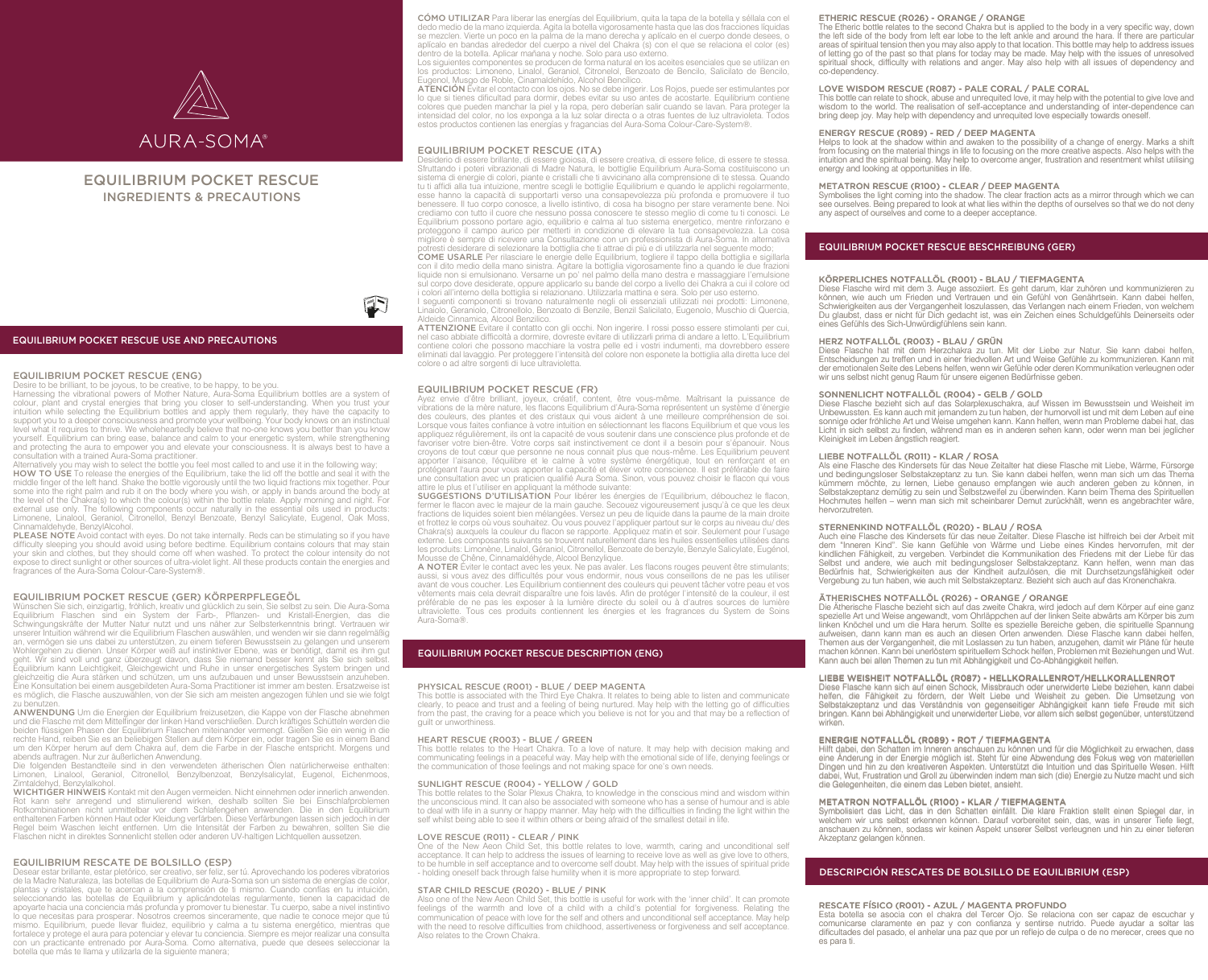AURA-SOMA®

# EQUILIBRIUM POCKET RESCUE

## INGREDIENTS & PRECAUTIONS

## EQUILIBRIUM POCKET RESCUE USE AND PRECAUTIONS

### EQUILIBRIUM POCKET RESCUE (ENG)

Desire to be brilliant, to be joyous, to be creative, to be happy, to be you.
Harnessing the vibrational powers of Mother Nature, Aura-Soma Equilibrium bottles are a system of colour, plant and crystal energies that bring you closer to self-understanding. When you trust your intuition while selecting the Equilibrium bottles and apply them regularly, they have the capacity to support you to a deeper consciousness and promote your wellbeing. Your body knows on an instinctual level what it requires to thrive. We wholeheartedly believe that no-one knows you better than you know yourself. Equilibrium can bring ease, balance and calm to your energetic system, while strengthening and protecting the aura to empower you and elevate your consciousness. It is always best to have a consultation with a trained Aura-Soma practitioner.
Alternatively you may wish to select the bottle you feel most called to and use it in the following way;
**HOW TO USE** To release the energies of the Equilibrium, take the lid off the bottle and seal it with the middle finger of the left hand. Shake the bottle vigorously until the two liquid fractions mix together. Pour some into the right palm and rub it on the body where you wish, or apply in bands around the body at the level of the Chakra(s) to which the colour(s) within the bottle relate. Apply morning and night. For external use only. The following components occur naturally in the essential oils used in products: Limonene, Linalool, Geraniol, Citronellol, Benzyl Benzoate, Benzyl Salicylate, Eugenol, Oak Moss, Cinnamaldehyde, BenzylAlcohol.
**PLEASE NOTE** Avoid contact with eyes. Do not take internally. Reds can be stimulating so if you have difficulty sleeping you should avoid using before bedtime. Equilibrium contains colours that may stain your skin and clothes, but they should come off when washed. To protect the colour intensity do not expose to direct sunlight or other sources of ultra-violet light. All these products contain the energies and fragrances of the Aura-Soma Colour-Care-System®.

### EQUILIBRIUM POCKET RESCUE (GER) KÖRPERPFLEGEÖL

Wünschen Sie sich, einzigartig, fröhlich, kreativ und glücklich zu sein. Sie selbst zu sein. Die Aura-Soma Equilibrium Flaschen sind ein System der Farb-, Pflanzen- und Kristall-Energien, das die Schwingungskräfte der Mutter Natur nutzt und uns näher zur Selbsterkenntnis bringt. Vertrauen wir unserer Intuition während wir die Equilibrium Flaschen auswählen, und wenden wir sie dann regelmäßig an, vermögen sie uns dabei zu unterstützen, zu einem tieferen Bewusstsein zu gelangen und unserem Wohlergehen zu dienen. Unser Körper weiß auf instinktiver Ebene, was er benötigt, damit es ihm gut geht. Wir sind voll und ganz überzeugt davon, dass Sie niemand besser kennt als Sie sich selbst. Equilibrium kann Leichtigkeit, Gleichgewicht und Ruhe in unser energetisches System bringen und gleichzeitig die Aura stärken und schützen, um uns aufzubauen und unser Bewusstsein anzuheben. Eine Konsultation bei einem ausgebildeten Aura-Soma Practitioner ist immer am besten. Ersatzweise ist es möglich, die Flasche auszuwählen, von der Sie sich am meisten angezogen fühlen und sie wie folgt zu benutzen.
**ANWENDUNG** Um die Energien der Equilibrium freizusetzen, die Kappe von der Flasche abnehmen und die Flasche mit dem Mittelfinger der linken Hand verschließen. Durch kräftiges Schütteln werden die beiden flüssigen Phasen der Equilibrium Flaschen miteinander vermengt. Gießen Sie ein wenig in die rechte Hand, reiben Sie es an beliebigen Stellen auf dem Körper ein, oder tragen Sie es in einem Band um den Körper herum auf dem Chakra auf, dem die Farbe in der Flasche entspricht. Morgens und abends auftragen. Nur zur äußerlichen Anwendung.
Die folgenden Bestandteile sind in den verwendeten ätherischen Ölen natürlicherweise enthalten: Limonen, Linalool, Geraniol, Citronellol, Benzylbenzoat, Benzylsalicylat, Eugenol, Eichenmoos, Zimtaldehyd, Benzylalkohol.
**WICHTIGER HINWEIS** Kontakt mit den Augen vermeiden. Nicht einnehmen oder innerlich anwenden. Rot kann sehr anregend und stimulierend wirken, deshalb sollten Sie bei Einschlafproblemen Rotkombinationen nicht unmittelbar vor dem Schlafengehen anwenden. Die in den Equilibrium enthaltenen Farben können Haut oder Kleidung verfärben. Diese Verfärbungen lassen sich jedoch in der Regel beim Waschen leicht entfernen. Um die Intensität der Farben zu bewahren, sollten Sie die Flaschen nicht in direktes Sonnenlicht stellen oder anderen UV-haltigen Lichtquellen aussetzen.

### EQUILIBRIUM RESCATE DE BOLSILLO (ESP)

Desear estar brillante, estar pletórico, ser creativo, ser feliz, ser tú. Aprovechando los poderes vibratorios de la Madre Naturaleza, las botellas de Equilibrium de Aura-Soma son un sistema de energías de color, plantas y cristales, que te acercan a la comprensión de ti mismo. Cuando confías en tu intuición, seleccionando las botellas de Equilibrium y aplicándotelas regularmente, tienen la capacidad de apoyarte hacia una conciencia más profunda y promover tu bienestar. Tu cuerpo, sabe a nivel instintivo lo que necesitas para prosperar. Nosotros creemos sinceramente, que nadie te conoce mejor que tú mismo. Equilibrium, puede llevar fluidez, equilibrio y calma a tu sistema energético, mientras que fortalece y protege el aura para potenciar y elevar tu conciencia. Siempre es mejor realizar una consulta con un practicante entrenado por Aura-Soma. Como alternativa, puede que desees seleccionar la botella que más te llama y utilizarla de la siguiente manera;
**CÓMO UTILIZAR** Para liberar las energías del Equilibrium, quita la tapa de la botella y séllala con el dedo medio de la mano izquierda. Agita la botella vigorosamente hasta que las dos fracciones líquidas se mezclen. Vierte un poco en la palma de la mano derecha y aplícalo en el cuerpo donde desees, o aplícalo en bandas alrededor del cuerpo a nivel del Chakra (s) con el que se relaciona el color (es) dentro de la botella. Aplicar mañana y noche. Solo para uso externo.
Los siguientes componentes se producen de forma natural en los aceites esenciales que se utilizan en los productos: Limoneno, Linalool, Geraniol, Citronelol, Benzoato de Bencilo, Salicilato de Bencilo, Eugenol, Musgo de Roble, Cinamaldehído, Alcohol Bencílico.
**ATENCIÓN** Evitar el contacto con los ojos. No se debe ingerir. Los Rojos, puede ser estimulantes por lo que si tienes dificultad para dormir, debes evitar su uso antes de acostarte. Equilibrium contiene colores que pueden manchar la piel y la ropa, pero deberían salir cuando se lavan. Para proteger la intensidad del color, no los exponga a la luz solar directa o a otras fuentes de luz ultravioleta. Todos estos productos contienen las energías y fragancias del Aura-Soma Colour-Care-System®.

### EQUILIBRIUM POCKET RESCUE (ITA)

Desiderio di essere brillante, di essere gioiosa, di essere creativa, di essere felice, di essere te stessa. Sfruttando i poteri vibrazionali di Madre Natura, le bottiglie Equilibrium Aura-Soma costituiscono un sistema di energie di colori, piante e cristalli che ti avvicinano alla comprensione di te stessa. Quando tu ti affidi alla tua intuizione, mentre scegli le bottiglie Equilibrium e quando le applichi regolarmente, esse hanno la capacità di supportarti verso una consapevolezza più profonda e promuovere il tuo benessere. Il tuo corpo conosce, a livello istintivo, di cosa ha bisogno per stare veramente bene. Noi crediamo con tutto il cuore che nessuno possa conoscere te stesso meglio di come tu ti conosci. Le Equilibrium possono portare agio, equilibrio e calma al tuo sistema energetico, mentre rinforzano e proteggono il campo aurico per metterti in condizione di elevare la tua consapevolezza. La cosa migliore è sempre di ricevere una Consultazione con un professionista di Aura-Soma. In alternativa potresti desiderare di selezionare la bottiglia che ti attrae di più e di utilizzarla nel seguente modo;
**COME USARLE** Per rilasciare le energie delle Equilibrium, togliere il tappo della bottiglia e sigillarla con il dito medio della mano sinistra. Agitare la bottiglia vigorosamente fino a quando le due frazioni liquide non si emulsionano. Versarne un po' nel palmo della mano destra e massaggiare l'emulsione sul corpo dove desiderate, oppure applicarlo su bande del corpo a livello dei Chakra a cui il colore od i colori all'interno della bottiglia si relazionano. Utilizzarla mattina e sera. Solo per uso esterno.
I seguenti componenti si trovano naturalmente negli oli essenziali utilizzati nei prodotti: Limonene, Linalolo, Geraniolo, Citronellolo, Benzoato di Benzile, Benzil Salicilato, Eugenolo, Muschio di Quercia, Aldeide Cinnamica, Alcool Benzilico.
**ATTENZIONE** Evitare il contatto con gli occhi. Non ingerire. I rossi posso essere stimolanti per cui, nel caso abbiate difficoltà a dormire, dovreste evitare di utilizzarli prima di andare a letto. L'Equilibrium contiene colori che possono macchiare la vostra pelle ed i vostri indumenti, ma dovrebbero essere eliminati dal lavaggio. Per proteggere l'intensità del colore non esponete la bottiglia alla diretta luce del colore o ad altre sorgenti di luce ultravioletta.

### EQUILIBRIUM POCKET RESCUE (FR)

Ayez envie d'être brilliant, joyeux, créatif, content, être vous-même. Maîtrisant la puissance de vibrations de la mère nature, les flacons Equilibrium d'Aura-Soma représentent un système d'énergie des couleurs, des plantes et des cristaux qui vous aident à une meilleure compréhension de soi. Lorsque vous faites confiance à votre intuition en sélectionnant les flacons Equilibrium et que vous les appliquez régulièrement, ils ont la capacité de vous soutenir dans une conscience plus profonde et de favoriser votre bien-être. Votre corps sait instinctivement ce dont il a besoin pour s'épanouir. Nous croyons de tout cœur que personne ne nous connait plus que nous-même. Les Equilibrium peuvent apporter l'aisance, l'équilibre et le calme à votre système énergétique, tout en renforçant et en protégeant l'aura pour vous apporter la capacité et élever votre conscience. Il est préférable de faire une consultation avec un praticien qualifié Aura Soma. Sinon, vous pouvez choisir le flacon qui vous attire le plus et l'utiliser en appliquant la méthode suivante:
**SUGGESTIONS D'UTILISATION** Pour libérer les énergies de l'Equilibrium, débouchez le flacon, fermer le flacon avec le majeur de la main gauche. Secouez vigoureusement jusqu'à ce que les deux fractions de liquides soient bien mélangées. Versez un peu de liquide dans la paume de la main droite et frottez le corps où vous souhaitez. Ou vous pouvez l'appliquer partout sur le corps au niveau du/ des Chakra(s) auxquels la couleur du flacon se rapporte. Appliquez matin et soir. Seulement pour l'usage externe. Les composants suivants se trouvent naturellement dans les huiles essentielles utilisées dans les produits: Limonène, Linalol, Géraniol, Citronellol, Benzoate de benzyle, Benzyle Salicylate, Eugénol, Mousse de Chêne, Cinnamaldéhyde, Alcool Benzylique.
**A NOTER** Éviter le contact avec les yeux. Ne pas avaler. Les flacons rouges peuvent être stimulants; aussi, si vous avez des difficultés pour vous endormir, nous vous conseillons de ne pas les utiliser avant de vous coucher. Les Equilibrium contiennent des couleurs qui peuvent tâcher votre peau et vos vêtements mais cela devrait disparaître une fois lavés. Afin de protéger l'intensité de la couleur, il est préférable de ne pas les exposer à la lumière directe du soleil ou à d'autres sources de lumière ultraviolette. Tous ces produits contiennent les énergies et les fragrances du System de Soins Aura-Soma®.

## EQUILIBRIUM POCKET RESCUE DESCRIPTION (ENG)

**PHYSICAL RESCUE (R001) - BLUE / DEEP MAGENTA**
This bottle is associated with the Third Eye Chakra. It relates to being able to listen and communicate clearly, to peace and trust and a feeling of being nurtured. May help with the letting go of difficulties from the past, the craving for a peace which you believe is not for you and that may be a reflection of guilt or unworthiness.

**HEART RESCUE (R003) - BLUE / GREEN**
This bottle relates to the Heart Chakra. To a love of nature. It may help with decision making and communicating feelings in a peaceful way. May help with the emotional side of life, denying feelings or the communication of those feelings and not making space for one's own needs.

**SUNLIGHT RESCUE (R004) - YELLOW / GOLD**
This bottle relates to the Solar Plexus Chakra, to knowledge in the conscious mind and wisdom within the unconscious mind. It can also be associated with someone who has a sense of humour and is able to deal with life in a sunny or happy manner. May help with the difficulties in finding the light within the self whilst being able to see it within others or being afraid of the smallest detail in life.

**LOVE RESCUE (R011) - CLEAR / PINK**
One of the New Aeon Child Set, this bottle relates to love, warmth, caring and unconditional self acceptance. It can help to understand the issues of learning to receive love as well as give love to others, to be humble in self acceptance and to overcome self doubt. May help with the issues of spiritual pride - holding oneself back through false humility when it is more appropriate to step forward.

**STAR CHILD RESCUE (R020) - BLUE / PINK**
Also one of the New Aeon Child Set, this bottle is useful for work with the 'inner child'. It can promote feelings of the warmth and love of a child with a child's potential for forgiveness. Relating the communication of peace with love for the self and others and unconditional self acceptance. May help with the need to resolve difficulties from childhood, assertiveness or forgiveness and self acceptance. Also relates to the Crown Chakra.

**ETHERIC RESCUE (R026) - ORANGE / ORANGE**
The Etheric bottle relates to the second Chakra but is applied to the body in a very specific way, down the left side of the body from left ear lobe to the left ankle and around the hara. If there are particular areas of spiritual tension then you may also apply to that location. This bottle may help to address issues of letting go of the past so that plans for today may be made. May help with the issues of unresolved spiritual shock, difficulty with relations and anger. May also help with all issues of dependency and co-dependency.

**LOVE WISDOM RESCUE (R087) - PALE CORAL / PALE CORAL**
This bottle can relate to shock, abuse and unrequited love, it may help with the potential to give love and wisdom to the world. The realisation of self-acceptance and understanding of inter-dependence can bring deep joy. May help with dependency and unrequited love especially towards oneself.

**ENERGY RESCUE (R089) - RED / DEEP MAGENTA**
Helps to look at the shadow within and awaken to the possibility of a change of energy. Marks a shift from focusing on the material things in life to focusing on the more creative aspects. Also helps with the intuition and the spiritual being. May help to overcome anger, frustration and resentment whilst utilising energy and looking at opportunities in life.

**METATRON RESCUE (R100) - CLEAR / DEEP MAGENTA**
Symbolises the light coming into the shadow. The clear fraction acts as a mirror through which we can see ourselves. Being prepared to look at what lies within the depths of ourselves so that we do not deny any aspect of ourselves and come to a deeper acceptance.

## EQUILIBRIUM POCKET RESCUE BESCHREIBUNG (GER)

**KÖRPERLICHES NOTFALLÖL (R001) - BLAU / TIEFMAGENTA**
Diese Flasche wird mit dem 3. Auge assoziiert. Es geht darum, klar zuhören und kommunizieren zu können, wie auch um Frieden und Vertrauen und ein Gefühl von Genährtsein. Kann dabei helfen, Schwierigkeiten aus der Vergangenheit loszulassen, das Verlangen nach einem Frieden, von welchem Du glaubst, dass er nicht für Dich gedacht ist, was ein Zeichen eines Schuldgefühls Deinerseits oder eines Gefühls des Sich-Unwürdigfühlens sein kann.

**HERZ NOTFALLÖL (R003) - BLAU / GRÜN**
Diese Flasche hat mit dem Herzchakra zu tun. Mit der Liebe zur Natur. Sie kann dabei helfen, Entscheidungen zu treffen und in einer friedvollen Art und Weise Gefühle zu kommunizieren. Kann mit der emotionalen Seite des Lebens helfen, wenn wir Gefühle oder deren Kommunikation verleugnen oder wir uns selbst nicht genug Raum für unsere eigenen Bedürfnisse geben.

**SONNENLICHT NOTFALLÖL (R004) - GELB / GOLD**
Diese Flasche bezieht sich auf das Solarplexuschakra, auf Wissen im Bewusstsein und Weisheit im Unbewussten. Es kann auch mit jemandem zu tun haben, der humorvoll ist und mit dem Leben auf eine sonnige oder fröhliche Art und Weise umgehen kann. Kann helfen, wenn man Probleme dabei hat, das Licht in sich selbst zu finden, während man es in anderen sehen kann, oder wenn man bei jeglicher Kleinigkeit im Leben ängstlich reagiert.

**LIEBE NOTFALLÖL (R011) - KLAR / ROSA**
Als eine Flasche des Kindersets für das neue Zeitalter hat diese Flasche mit Liebe, Wärme, Fürsorge und bedingungsloser Selbstakzeptanz zu tun. Sie kann dabei helfen, wenn man sich um das Thema kümmern möchte, zu lernen, Liebe genauso empfangen wie auch anderen geben zu können, in Selbstakzeptanz demütig zu sein und Selbstzweifel zu überwinden. Kann beim Thema des Spirituellen Hochmutes helfen – wenn man sich mit scheinbarer Demut zurückhält, wenn es angebrachter wäre, hervorzutreten.

**STERNENKIND NOTFALLÖL (R020) - BLAU / ROSA**
Auch eine Flasche des Kindersets für das neue Zeitalter. Diese Flasche ist hilfreich bei der Arbeit mit dem "Inneren Kind". Sie kann Gefühle von Wärme und Liebe eines Kindes hervorrufen, mit der kindlichen Fähigkeit, zu vergeben. Verbindet die Kommunikation des Friedens mit der Liebe für das Selbst und andere, wie auch mit bedingungsloser Selbstakzeptanz. Kann helfen, wenn man das Bedürfnis hat, Schwierigkeiten aus der Kindheit aufzulösen, die mit Durchsetzungsfähigkeit oder Vergebung zu tun haben, wie auch mit Selbstakzeptanz. Bezieht sich auch auf das Kronenchakra.

**ÄTHERISCHES NOTFALLÖL (R026) - ORANGE / ORANGE**
Die Ätherische Flasche bezieht sich auf das zweite Chakra, wird jedoch auf dem Körper auf eine ganz spezielle Art und Weise angewandt, vom Ohrläppchen auf der linken Seite abwärts am Körper bis zum linken Knöchel und um die Hara herum. Sollte es spezielle Bereiche geben, die spirituelle Spannung aufweisen, dann kann man es auch an diesen Orten anwenden. Diese Flasche kann dabei helfen, Themen aus der Vergangenheit, die mit Loslassen zu tun haben, anzugehen, damit wir Pläne für heute machen können. Kann bei unerlöstem spirituellem Schock helfen, Problemen mit Beziehungen und Wut. Kann auch bei allen Themen zu tun mit Abhängigkeit und Co-Abhängigkeit helfen.

**LIEBE WEISHEIT NOTFALLÖL (R087) - HELLKORALLENROT/HELLKORALLENROT**
Diese Flasche kann sich auf einen Schock, Missbrauch oder unerwiderte Liebe beziehen, kann dabei helfen, die Fähigkeit zu fördern, der Welt Liebe und Weisheit zu geben. Die Umsetzung von Selbstakzeptanz und das Verständnis von gegenseitiger Abhängigkeit kann tiefe Freude mit sich bringen. Kann bei Abhängigkeit und unerwiderter Liebe, vor allem sich selbst gegenüber, unterstützend wirken.

**ENERGIE NOTFALLÖL (R089) - ROT / TIEFMAGENTA**
Hilft dabei, den Schatten im Inneren anschauen zu können und für die Möglichkeit zu erwachen, dass eine Änderung in der Energie möglich ist. Steht für eine Abwendung des Fokus weg von materiellen Dingen und hin zu den kreativeren Aspekten. Unterstützt die Intuition und das Spirituelle Wesen. Hilft dabei, Wut, Frustration und Groll zu überwinden indem man sich (die) Energie zu Nutze macht und sich die Gelegenheiten, die einem das Leben bietet, ansieht.

**METATRON NOTFALLÖL (R100) - KLAR / TIEFMAGENTA**
Symbolisiert das Licht, das in den Schatten einfällt. Die klare Fraktion stellt einen Spiegel dar, in welchem wir uns selbst erkennen können. Darauf vorbereitet sein, das, was in unserer Tiefe liegt, anschauen zu können, sodass wir keinen Aspekt unserer Selbst verleugnen und hin zu einer tieferen Akzeptanz gelangen können.

## DESCRIPCIÓN RESCATES DE BOLSILLO DE EQUILIBRIUM (ESP)

**RESCATE FÍSICO (R001) - AZUL / MAGENTA PROFUNDO**
Esta botella se asocia con el chakra del Tercer Ojo. Se relaciona con ser capaz de escuchar y comunicarse claramente en paz y con confianza y sentirse nutrido. Puede ayudar a soltar las dificultades del pasado, el anhelar una paz que por un reflejo de culpa o de no merecer, crees que no es para ti.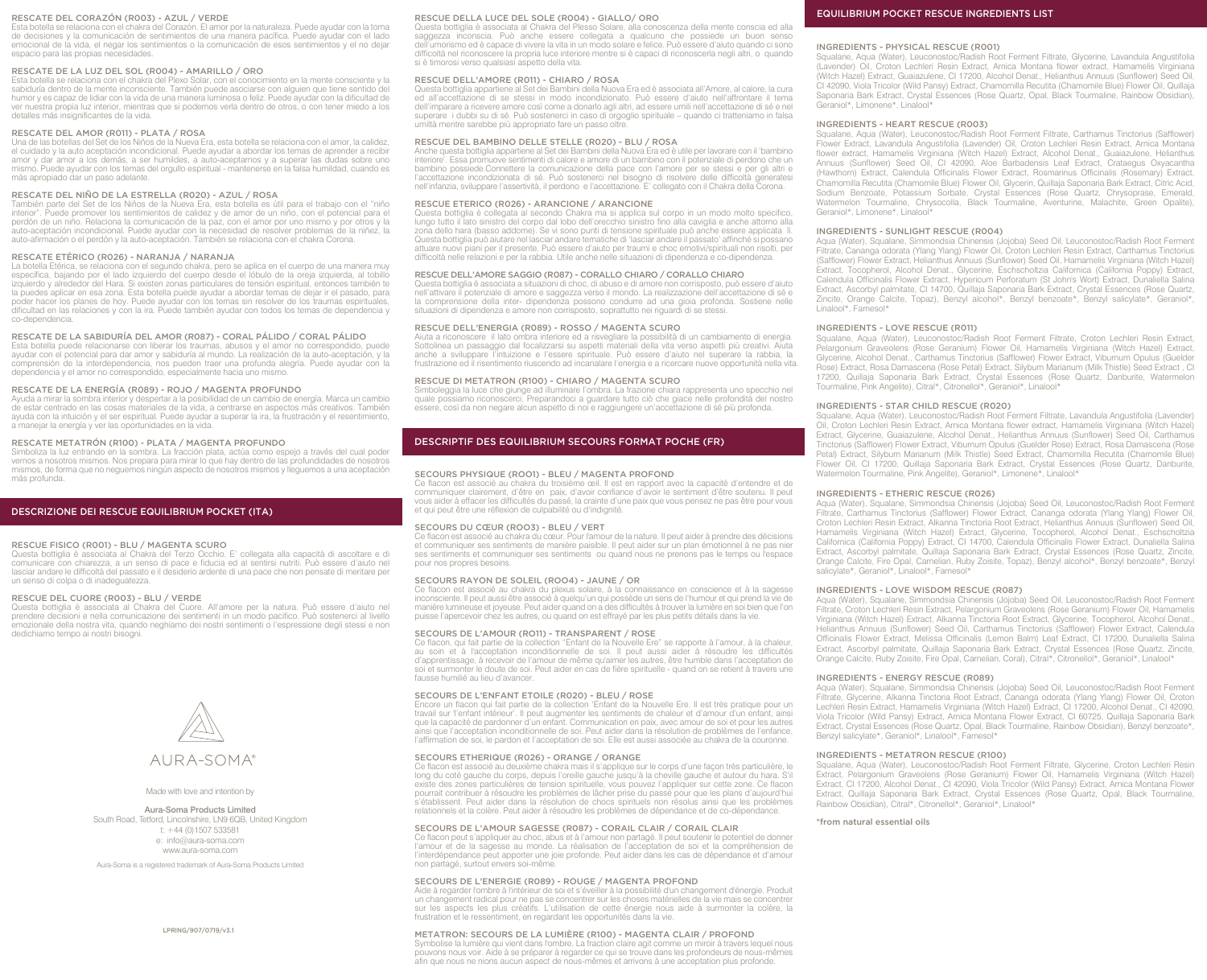### RESCATE DEL CORAZÓN (R003) - AZUL / VERDE

Esta botella se relaciona con el chakra del Corazón. El amor por la naturaleza. Puede ayudar con la toma de decisiones y la comunicación de sentimientos de una manera pacífica. Puede ayudar con el lado emocional de la vida, el negar los sentimientos o la comunicación de esos sentimientos y el no dejar espacio para las propias necesidades.

### RESCATE DE LA LUZ DEL SOL (R004) - AMARILLO / ORO

Esta botella se relaciona con el chakra del Plexo Solar, con el conocimiento en la mente consciente y la sabiduría dentro de la mente inconsciente. También puede asociarse con alguien que tiene sentido del humor y es capaz de lidiar con la vida de una manera luminosa o feliz. Puede ayudar con la dificultad de ver nuestra propia luz interior, mientras que si podemos verla dentro de otros, o con tener miedo a los detalles más insignificantes de la vida.

### RESCATE DEL AMOR (R011) - PLATA / ROSA

Una de las botellas del Set de los Niños de la Nueva Era, esta botella se relaciona con el amor, la calidez, el cuidado y la auto aceptación incondicional. Puede ayudar a abordar los temas de aprender a recibir amor y dar amor a los demás, a ser humildes, a auto-aceptarnos y a superar las dudas sobre uno mismo. Puede ayudar con los temas del orgullo espiritual - mantenerse en la falsa humildad, cuando es más apropiado dar un paso adelante.

### RESCATE DEL NIÑO DE LA ESTRELLA (R020) - AZUL / ROSA

También parte del Set de los Niños de la Nueva Era, esta botella es útil para el trabajo con el "niño interior". Puede promover los sentimientos de calidez y de amor de un niño, con el potencial para el perdón de un niño. Relaciona la comunicación de la paz, con el amor por uno mismo y por otros y la auto-aceptación incondicional. Puede ayudar con la necesidad de resolver problemas de la niñez, la auto-afirmación o el perdón y la auto-aceptación. También se relaciona con el chakra Corona.

### RESCATE ETÉRICO (R026) - NARANJA / NARANJA

La botella Etérica, se relaciona con el segundo chakra, pero se aplica en el cuerpo de una manera muy específica, bajando por el lado izquierdo del cuerpo desde el lóbulo de la oreja izquierda, al tobillo izquierdo y alrededor del Hara. Si existen zonas particulares de tensión espiritual, entonces también te la puedes aplicar en esa zona. Esta botella puede ayudar a abordar temas de dejar ir el pasado, para poder hacer los planes de hoy. Puede ayudar con los temas sin resolver de los traumas espirituales, dificultad en las relaciones y con la ira. Puede también ayudar con todos los temas de dependencia y co-dependencia.

### RESCATE DE LA SABIDURÍA DEL AMOR (R087) - CORAL PÁLIDO / CORAL PÁLIDO

Esta botella puede relacionarse con liberar los traumas, abusos y el amor no correspondido, puede ayudar con el potencial para dar amor y sabiduría al mundo. La realización de la auto-aceptación, y la comprensión de la interdependencia, nos pueden traer una profunda alegría. Puede ayudar con la dependencia y el amor no correspondido, especialmente hacia uno mismo.

### RESCATE DE LA ENERGÍA (R089) - ROJO / MAGENTA PROFUNDO

Ayuda a mirar la sombra interior y despertar a la posibilidad de un cambio de energía. Marca un cambio de estar centrado en las cosas materiales de la vida, a centrarse en aspectos más creativos. También ayuda con la intuición y el ser espiritual. Puede ayudar a superar la ira, la frustración y el resentimiento, a manejar la energía y ver las oportunidades en la vida.

### RESCATE METATRÓN (R100) - PLATA / MAGENTA PROFUNDO

Simboliza la luz entrando en la sombra. La fracción plata, actúa como espejo a través del cual poder vernos a nosotros mismos. Nos prepara para mirar lo que hay dentro de las profundidades de nosotros mismos, de forma que no neguemos ningún aspecto de nosotros mismos y lleguemos a una aceptación más profunda.

## DESCRIZIONE DEI RESCUE EQUILIBRIUM POCKET (ITA)

### RESCUE FISICO (R001) - BLU / MAGENTA SCURO

Questa bottiglia è associata al Chakra del Terzo Occhio. E' collegata alla capacità di ascoltare e di comunicare con chiarezza, a un senso di pace e fiducia ed al sentirsi nutriti. Può essere d'aiuto nel lasciar andare le difficoltà del passato e il desiderio ardente di una pace che non pensate di meritare per un senso di colpa o di inadeguatezza.

### RESCUE DEL CUORE (R003) - BLU / VERDE

Questa bottiglia è associata al Chakra del Cuore. All'amore per la natura. Può essere d'aiuto nel prendere decisioni e nella comunicazione dei sentimenti in un modo pacifico. Può sostenerci al livello emozionale della nostra vita, quando neghiamo dei nostri sentimenti o l'espressione degli stessi e non dedichiamo tempo ai nostri bisogni.

AURA-SOMA®

Made with love and intention by

Aura-Soma Products Limited
South Road, Tetford, Lincolnshire, LN9 6QB, United Kingdom
t: +44 (0)1507 533581
e: info@aura-soma.com
www.aura-soma.com

Aura-Soma is a registered trademark of Aura-Soma Products Limited

LPRING/907/0719/v3.1

### RESCUE DELLA LUCE DEL SOLE (R004) - GIALLO/ ORO

Questa bottiglia è associata al Chakra del Plesso Solare, alla conoscenza della mente conscia ed alla saggezza inconscia. Può anche essere collegata a qualcuno che possiede un buon senso dell'umorismo ed è capace di vivere la vita in un modo solare e felice. Può essere d'aiuto quando ci sono difficoltà nel riconoscere la propria luce interiore mentre si è capaci di riconoscerla negli altri, o quando si è timorosi verso qualsiasi aspetto della vita.

### RESCUE DELL'AMORE (R011) - CHIARO / ROSA

Questa bottiglia appartiene al Set dei Bambini della Nuova Era ed è associata all'Amore, al calore, la cura ed all'accettazione di se stessi in modo incondizionato. Può essere d'aiuto nell'affrontare il tema dell'imparare a ricevere amore così come a donarlo agli altri, ad essere umili nell'accettazione di sé e nel superare i dubbi su di sé. Può sostenerci in caso di orgoglio spirituale – quando ci tratteniamo in falsa umiltà mentre sarebbe più appropriato fare un passo oltre.

### RESCUE DEL BAMBINO DELLE STELLE (R020) - BLU / ROSA

Anche questa bottiglia appartiene al Set dei Bambini della Nuova Era ed è utile per lavorare con il 'bambino interiore'. Essa promuove sentimenti di calore e amore di un bambino con il potenziale di perdono che un bambino possiede.Connettere la comunicazione della pace con l'amore per se stessi e per gli altri e l'accettazione incondizionata di sé. Può sostenerci nel bisogno di risolvere delle difficoltà generatesi nell'infanzia, sviluppare l'assertività, il perdono e l'accettazione. E' collegato con il Chakra della Corona.

### RESCUE ETERICO (R026) - ARANCIONE / ARANCIONE

Questa bottiglia è collegata al secondo Chakra ma si applica sul corpo in un modo molto specifico, lungo tutto il lato sinistro del corpo dal lobo dell'orecchio sinistro fino alla caviglia e anche attorno alla zona dello hara (basso addome). Se vi sono punti di tensione spirituale può anche essere applicata lì. Questa bottiglia può aiutare nel lasciar andare tematiche di 'lasciar andare il passato' affinché si possano attuare nuovi piani per il presente. Può essere d'aiuto per traumi e choc emotivi/spirituali non risolti, per difficoltà nelle relazioni e per la rabbia. Utile anche nelle situazioni di dipendenza e co-dipendenza.

### RESCUE DELL'AMORE SAGGIO (R087) - CORALLO CHIARO / CORALLO CHIARO

Questa bottiglia è associata a situazioni di choc, di abuso e di amore non corrisposto, può essere d'aiuto nell'attivare il potenziale di amore e saggezza verso il mondo. La realizzazione dell'accettazione di sé e la comprensione della inter- dipendenza possono condurre ad una gioia profonda. Sostiene nelle situazioni di dipendenza e amore non corrisposto, soprattutto nei riguardi di se stessi.

### RESCUE DELL'ENERGIA (R089) - ROSSO / MAGENTA SCURO

Aiuta a riconoscere il lato ombra interiore ed a risvegliare la possibilità di un cambiamento di energia. Sottolinea un passaggio dal focalizzarsi su aspetti materiali della vita verso aspetti più creativi. Aiuta anche a sviluppare l'intuizione e l'essere spirituale. Può essere d'aiuto nel superare la rabbia, la frustrazione ed il risentimento riuscendo ad incanalare l'energia e a ricercare nuove opportunità nella vita.

### RESCUE DI METATRON (R100) - CHIARO / MAGENTA SCURO

Simboleggia la luce che giunge ad illuminare l'ombra. La frazione chiara rappresenta uno specchio nel quale possiamo riconoscerci. Preparandoci a guardare tutto ciò che giace nelle profondità del nostro essere, così da non negare alcun aspetto di noi e raggiungere un'accettazione di sé più profonda.

## DESCRIPTIF DES EQUILIBRIUM SECOURS FORMAT POCHE (FR)

### SECOURS PHYSIQUE (ROO1) - BLEU / MAGENTA PROFOND

Ce flacon est associé au chakra du troisième œil. Il est en rapport avec la capacité d'entendre et de communiquer clairement, d'être en paix, d'avoir confiance d'avoir le sentiment d'être soutenu. Il peut vous aider à effacer les difficultés du passé, la crainte d'une paix que vous pensez ne pas être pour vous et qui peut être une réflexion de culpabilité ou d'indignité.

### SECOURS DU CŒUR (ROO3) - BLEU / VERT

Ce flacon est associé au chakra du cœur. Pour l'amour de la nature. Il peut aider à prendre des décisions et communiquer ses sentiments de manière paisible. Il peut aider sur un plan émotionnel à ne pas nier ses sentiments et communiquer ses sentiments ou quand nous ne prenons pas le temps ou l'espace pour nos propres besoins.

### SECOURS RAYON DE SOLEIL (ROO4) - JAUNE / OR

Ce flacon est associé au chakra du plexus solaire, à la connaissance en conscience et à la sagesse inconsciente. Il peut aussi être associé à quelqu'un qui possède un sens de l'humour et qui prend la vie de manière lumineuse et joyeuse. Peut aider quand on a des difficultés à trouver la lumière en soi bien que l'on puisse l'apercevoir chez les autres, ou quand on est effrayé par les plus petits détails dans la vie.

### SECOURS DE L'AMOUR (RO11) - TRANSPARENT / ROSE

Ce flacon, qui fait partie de la collection "Enfant de la Nouvelle Ere" se rapporte à l'amour, à la chaleur, au soin et à l'acceptation inconditionnelle de soi. Il peut aussi aider à résoudre les difficultés d'apprentissage, à recevoir de l'amour de même qu'aimer les autres, être humble dans l'acceptation de soi et surmonter le doute de soi. Peut aider en cas de fière spirituelle - quand on se retient à travers une fausse humilité au lieu d'avancer.

### SECOURS DE L'ENFANT ETOILE (R020) - BLEU / ROSE

Encore un flacon qui fait partie de la collection 'Enfant de la Nouvelle Ere. Il est très pratique pour un travail sur l'enfant intérieur'. Il peut augmenter les sentiments de chaleur et d'amour d'un enfant, ainsi que la capacité de pardonner d'un enfant. Communication en paix, avec amour de soi et pour les autres ainsi que l'acceptation inconditionnelle de soi. Peut aider à la résolution de problèmes de l'enfance, l'affirmation de soi, le pardon et l'acceptation de soi. Elle est aussi associée au chakra de la couronne.

### SECOURS ETHERIQUE (R026) - ORANGE / ORANGE

Ce flacon est associé au deuxième chakra mais il s'applique sur le corps d'une façon très particulière, le long du coté gauche du corps, depuis l'oreille gauche jusqu'à la cheville gauche et autour du hara. S'il existe des zones particulières de tension spirituelle, vous pouvez l'appliquer sur cette zone. Ce flacon pourrait contribuer à résoudre les problèmes de lâcher prise du passé pour que les plans d'aujourd'hui s'établissent. Peut aider dans la résolution de chocs spirituels non résolus ainsi que les problèmes relationnels et la colère. Peut aider à résoudre les problèmes de dépendance et de co-dépendance.

### SECOURS DE L'AMOUR SAGESSE (R087) - CORAIL CLAIR / CORAIL CLAIR

Ce flacon peut s'appliquer au choc, abus et à l'amour non partagé. Il peut soutenir le potentiel de donner l'amour et de la sagesse au monde. La réalisation de l'acceptation de soi et la compréhension de l'interdépendance peut apporter une joie profonde. Peut aider dans les cas de dépendance et d'amour non partagé, surtout envers soi-même.

### SECOURS DE L'ENERGIE (R089) - ROUGE / MAGENTA PROFOND

Aide à regarder l'ombre à l'intérieur de soi et s'éveiller à la possibilité d'un changement d'énergie. Produit un changement radical pour ne pas se concentrer sur les choses matérielles de la vie mais se concentrer sur les aspects les plus créatifs. L'utilisation de cette énergie nous aide à surmonter la colère, la frustration et le ressentiment, en regardant les opportunités dans la vie.

### METATRON: SECOURS DE LA LUMIÈRE (R100) - MAGENTA CLAIR / PROFOND

Symbolise la lumière qui vient dans l'ombre. La fraction claire agit comme un miroir à travers lequel nous pouvons nous voir. Aide à se préparer à regarder ce qui se trouve dans les profondeurs de nous-mêmes afin que nous ne nions aucun aspect de nous-mêmes et arrivons à une acceptation plus profonde.

## EQUILIBRIUM POCKET RESCUE INGREDIENTS LIST

### INGREDIENTS - PHYSICAL RESCUE (R001)

Squalane, Aqua (Water), Leuconostoc/Radish Root Ferment Filtrate, Glycerine, Lavandula Angustifolia (Lavender) Oil, Croton Lechleri Resin Extract, Arnica Montana flower extract, Hamamelis Virginiana (Witch Hazel) Extract, Guaiazulene, CI 17200, Alcohol Denat., Helianthus Annuus (Sunflower) Seed Oil, CI 42090, Viola Tricolor (Wild Pansy) Extract, Chamomilla Recutita (Chamomile Blue) Flower Oil, Quillaja Saponaria Bark Extract, Crystal Essences (Rose Quartz, Opal, Black Tourmaline, Rainbow Obsidian), Geraniol*, Limonene*, Linalool*

### INGREDIENTS - HEART RESCUE (R003)

Squalane, Aqua (Water), Leuconostoc/Radish Root Ferment Filtrate, Carthamus Tinctorius (Safflower) Flower Extract, Lavandula Angustifolia (Lavender) Oil, Croton Lechleri Resin Extract, Arnica Montana flower extract, Hamamelis Virginiana (Witch Hazel) Extract, Alcohol Denat., Guaiazulene, Helianthus Annuus (Sunflower) Seed Oil, CI 42090, Aloe Barbadensis Leaf Extract, Crataegus Oxyacantha (Hawthorn) Extract, Calendula Officinalis Flower Extract, Rosmarinus Officinalis (Rosemary) Extract, Chamomilla Recutita (Chamomile Blue) Flower Oil, Glycerin, Quillaja Saponaria Bark Extract, Citric Acid, Sodium Benzoate, Potassium Sorbate, Crystal Essences (Rose Quartz, Chrysoprase, Emerald, Watermelon Tourmaline, Chrysocolla, Black Tourmaline, Aventurine, Malachite, Green Opalite), Geraniol*, Limonene*, Linalool*

### INGREDIENTS - SUNLIGHT RESCUE (R004)

Aqua (Water), Squalane, Simmondsia Chinensis (Jojoba) Seed Oil, Leuconostoc/Radish Root Ferment Filtrate, Cananga odorata (Ylang Ylang) Flower Oil, Croton Lechleri Resin Extract, Carthamus Tinctorius (Safflower) Flower Extract, Helianthus Annuus (Sunflower) Seed Oil, Hamamelis Virginiana (Witch Hazel) Extract, Tocopherol, Alcohol Denat., Glycerine, Eschscholtzia Californica (California Poppy) Extract, Calendula Officinalis Flower Extract, Hypericum Perforatum (St John's Wort) Extract, Dunaliella Salina Extract, Ascorbyl palmitate, CI 14700, Quillaja Saponaria Bark Extract, Crystal Essences (Rose Quartz, Zincite, Orange Calcite, Topaz), Benzyl alcohol*, Benzyl benzoate*, Benzyl salicylate*, Geraniol*, Linalool*, Farnesol*

### INGREDIENTS - LOVE RESCUE (R011)

Squalane, Aqua (Water), Leuconostoc/Radish Root Ferment Filtrate, Croton Lechleri Resin Extract, Pelargonium Graveolens (Rose Geranium) Flower Oil, Hamamelis Virginiana (Witch Hazel) Extract, Glycerine, Alcohol Denat., Carthamus Tinctorius (Safflower) Flower Extract, Viburnum Opulus (Guelder Rose) Extract, Rosa Damascena (Rose Petal) Extract, Silybum Marianum (Milk Thistle) Seed Extract , CI 17200, Quillaja Saponaria Bark Extract, Crystal Essences (Rose Quartz, Danburite, Watermelon Tourmaline, Pink Angelite), Citral*, Citronellol*, Geraniol*, Linalool*

### INGREDIENTS - STAR CHILD RESCUE (R020)

Squalane, Aqua (Water), Leuconostoc/Radish Root Ferment Filtrate, Lavandula Angustifolia (Lavender) Oil, Croton Lechleri Resin Extract, Arnica Montana flower extract, Hamamelis Virginiana (Witch Hazel) Extract, Glycerine, Guaiazulene, Alcohol Denat., Helianthus Annuus (Sunflower) Seed Oil, Carthamus Tinctorius (Safflower) Flower Extract, Viburnum Opulus (Guelder Rose) Extract, Rosa Damascena (Rose Petal) Extract, Silybum Marianum (Milk Thistle) Seed Extract, Chamomilla Recutita (Chamomile Blue) Flower Oil, CI 17200, Quillaja Saponaria Bark Extract, Crystal Essences (Rose Quartz, Danburite, Watermelon Tourmaline, Pink Angelite), Geraniol*, Limonene*, Linalool*

### INGREDIENTS - ETHERIC RESCUE (R026)

Aqua (Water), Squalane, Simmondsia Chinensis (Jojoba) Seed Oil, Leuconostoc/Radish Root Ferment Filtrate, Carthamus Tinctorius (Safflower) Flower Extract, Cananga odorata (Ylang Ylang) Flower Oil, Croton Lechleri Resin Extract, Alkanna Tinctoria Root Extract, Helianthus Annuus (Sunflower) Seed Oil, Hamamelis Virginiana (Witch Hazel) Extract, Glycerine, Tocopherol, Alcohol Denat., Eschscholtzia Californica (California Poppy) Extract, CI 14700, Calendula Officinalis Flower Extract, Dunaliella Salina Extract, Ascorbyl palmitate, Quillaja Saponaria Bark Extract, Crystal Essences (Rose Quartz, Zincite, Orange Calcite, Fire Opal, Carnelian, Ruby Zoisite, Topaz), Benzyl alcohol*, Benzyl benzoate*, Benzyl salicylate*, Geraniol*, Linalool*, Farnesol*

### INGREDIENTS - LOVE WISDOM RESCUE (R087)

Aqua (Water), Squalane, Simmondsia Chinensis (Jojoba) Seed Oil, Leuconostoc/Radish Root Ferment Filtrate, Croton Lechleri Resin Extract, Pelargonium Graveolens (Rose Geranium) Flower Oil, Hamamelis Virginiana (Witch Hazel) Extract, Alkanna Tinctoria Root Extract, Glycerine, Tocopherol, Alcohol Denat., Helianthus Annuus (Sunflower) Seed Oil, Carthamus Tinctorius (Safflower) Flower Extract, Calendula Officinalis Flower Extract, Melissa Officinalis (Lemon Balm) Leaf Extract, CI 17200, Dunaliella Salina Extract, Ascorbyl palmitate, Quillaja Saponaria Bark Extract, Crystal Essences (Rose Quartz, Zincite, Orange Calcite, Ruby Zoisite, Fire Opal, Carnelian, Coral), Citral*, Citronellol*, Geraniol*, Linalool*

### INGREDIENTS - ENERGY RESCUE (R089)

Aqua (Water), Squalane, Simmondsia Chinensis (Jojoba) Seed Oil, Leuconostoc/Radish Root Ferment Filtrate, Glycerine, Alkanna Tinctoria Root Extract, Cananga odorata (Ylang Ylang) Flower Oil, Croton Lechleri Resin Extract, Hamamelis Virginiana (Witch Hazel) Extract, CI 17200, Alcohol Denat., CI 42090, Viola Tricolor (Wild Pansy) Extract, Arnica Montana Flower Extract, CI 60725, Quillaja Saponaria Bark Extract, Crystal Essences (Rose Quartz, Opal, Black Tourmaline, Rainbow Obsidian), Benzyl benzoate*, Benzyl salicylate*, Geraniol*, Linalool*, Farnesol*

### INGREDIENTS - METATRON RESCUE (R100)

Squalane, Aqua (Water), Leuconostoc/Radish Root Ferment Filtrate, Glycerine, Croton Lechleri Resin Extract, Pelargonium Graveolens (Rose Geranium) Flower Oil, Hamamelis Virginiana (Witch Hazel) Extract, CI 17200, Alcohol Denat., CI 42090, Viola Tricolor (Wild Pansy) Extract, Arnica Montana Flower Extract, Quillaja Saponaria Bark Extract, Crystal Essences (Rose Quartz, Opal, Black Tourmaline, Rainbow Obsidian), Citral*, Citronellol*, Geraniol*, Linalool*

*from natural essential oils